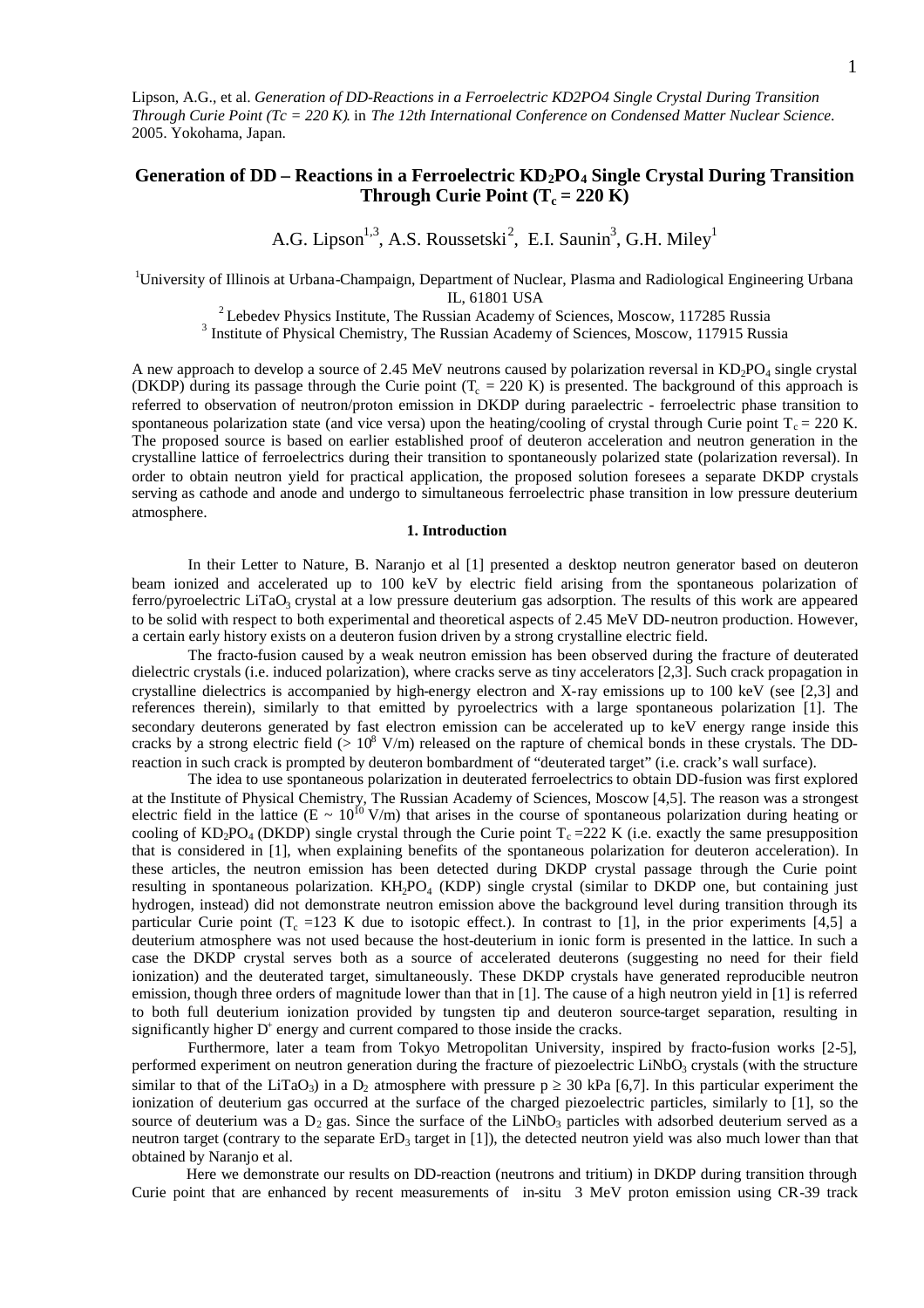Lipson, A.G., et al. *Generation of DD-Reactions in a Ferroelectric KD2PO4 Single Crystal During Transition Through Curie Point (Tc = 220 K)*. in *The 12th International Conference on Condensed Matter Nuclear Science*. 2005. Yokohama, Japan.

# Generation of DD – Reactions in a Ferroelectric $KD_2PO_4$ Single Crystal During Transition Through Curie Point ($T_c$ = 220 K)

A.G. Lipson[1,3], A.S. Roussetski[2], E.I. Saunin[3], G.H. Miley[1]

[1]University of Illinois at Urbana-Champaign, Department of Nuclear, Plasma and Radiological Engineering Urbana IL, 61801 USA

[2] Lebedev Physics Institute, The Russian Academy of Sciences, Moscow, 117285 Russia

[3] Institute of Physical Chemistry, The Russian Academy of Sciences, Moscow, 117915 Russia

A new approach to develop a source of 2.45 MeV neutrons caused by polarization reversal in $KD_2PO_4$ single crystal (DKDP) during its passage through the Curie point ($T_c$ = 220 K) is presented. The background of this approach is referred to observation of neutron/proton emission in DKDP during paraelectric - ferroelectric phase transition to spontaneous polarization state (and vice versa) upon the heating/cooling of crystal through Curie point $T_c$ = 220 K. The proposed source is based on earlier established proof of deuteron acceleration and neutron generation in the crystalline lattice of ferroelectrics during their transition to spontaneously polarized state (polarization reversal). In order to obtain neutron yield for practical application, the proposed solution foresees a separate DKDP crystals serving as cathode and anode and undergo to simultaneous ferroelectric phase transition in low pressure deuterium atmosphere.

## 1. Introduction

In their Letter to Nature, B. Naranjo et al [1] presented a desktop neutron generator based on deuteron beam ionized and accelerated up to 100 keV by electric field arising from the spontaneous polarization of ferro/pyroelectric $LiTaO_3$ crystal at a low pressure deuterium gas adsorption. The results of this work are appeared to be solid with respect to both experimental and theoretical aspects of 2.45 MeV DD-neutron production. However, a certain early history exists on a deuteron fusion driven by a strong crystalline electric field.

The fracto-fusion caused by a weak neutron emission has been observed during the fracture of deuterated dielectric crystals (i.e. induced polarization), where cracks serve as tiny accelerators [2,3]. Such crack propagation in crystalline dielectrics is accompanied by high-energy electron and X-ray emissions up to 100 keV (see [2,3] and references therein), similarly to that emitted by pyroelectrics with a large spontaneous polarization [1]. The secondary deuterons generated by fast electron emission can be accelerated up to keV energy range inside this cracks by a strong electric field ($> 10^8$ V/m) released on the rapture of chemical bonds in these crystals. The DD-reaction in such crack is prompted by deuteron bombardment of "deuterated target" (i.e. crack's wall surface).

The idea to use spontaneous polarization in deuterated ferroelectrics to obtain DD-fusion was first explored at the Institute of Physical Chemistry, The Russian Academy of Sciences, Moscow [4,5]. The reason was a strongest electric field in the lattice ($E \sim 10^{10}$ V/m) that arises in the course of spontaneous polarization during heating or cooling of $KD_2PO_4$ (DKDP) single crystal through the Curie point $T_c$ =222 K (i.e. exactly the same presupposition that is considered in [1], when explaining benefits of the spontaneous polarization for deuteron acceleration). In these articles, the neutron emission has been detected during DKDP crystal passage through the Curie point resulting in spontaneous polarization. $KH_2PO_4$ (KDP) single crystal (similar to DKDP one, but containing just hydrogen, instead) did not demonstrate neutron emission above the background level during transition through its particular Curie point ($T_c$ =123 K due to isotopic effect.). In contrast to [1], in the prior experiments [4,5] a deuterium atmosphere was not used because the host-deuterium in ionic form is presented in the lattice. In such a case the DKDP crystal serves both as a source of accelerated deuterons (suggesting no need for their field ionization) and the deuterated target, simultaneously. These DKDP crystals have generated reproducible neutron emission, though three orders of magnitude lower than that in [1]. The cause of a high neutron yield in [1] is referred to both full deuterium ionization provided by tungsten tip and deuteron source-target separation, resulting in significantly higher $D^+$ energy and current compared to those inside the cracks.

Furthermore, later a team from Tokyo Metropolitan University, inspired by fracto-fusion works [2-5], performed experiment on neutron generation during the fracture of piezoelectric $LiNbO_3$ crystals (with the structure similar to that of the $LiTaO_3$) in a $D_2$ atmosphere with pressure $p \geq 30$ kPa [6,7]. In this particular experiment the ionization of deuterium gas occurred at the surface of the charged piezoelectric particles, similarly to [1], so the source of deuterium was a $D_2$ gas. Since the surface of the $LiNbO_3$ particles with adsorbed deuterium served as a neutron target (contrary to the separate $ErD_3$ target in [1]), the detected neutron yield was also much lower than that obtained by Naranjo et al.

Here we demonstrate our results on DD-reaction (neutrons and tritium) in DKDP during transition through Curie point that are enhanced by recent measurements of in-situ 3 MeV proton emission using CR-39 track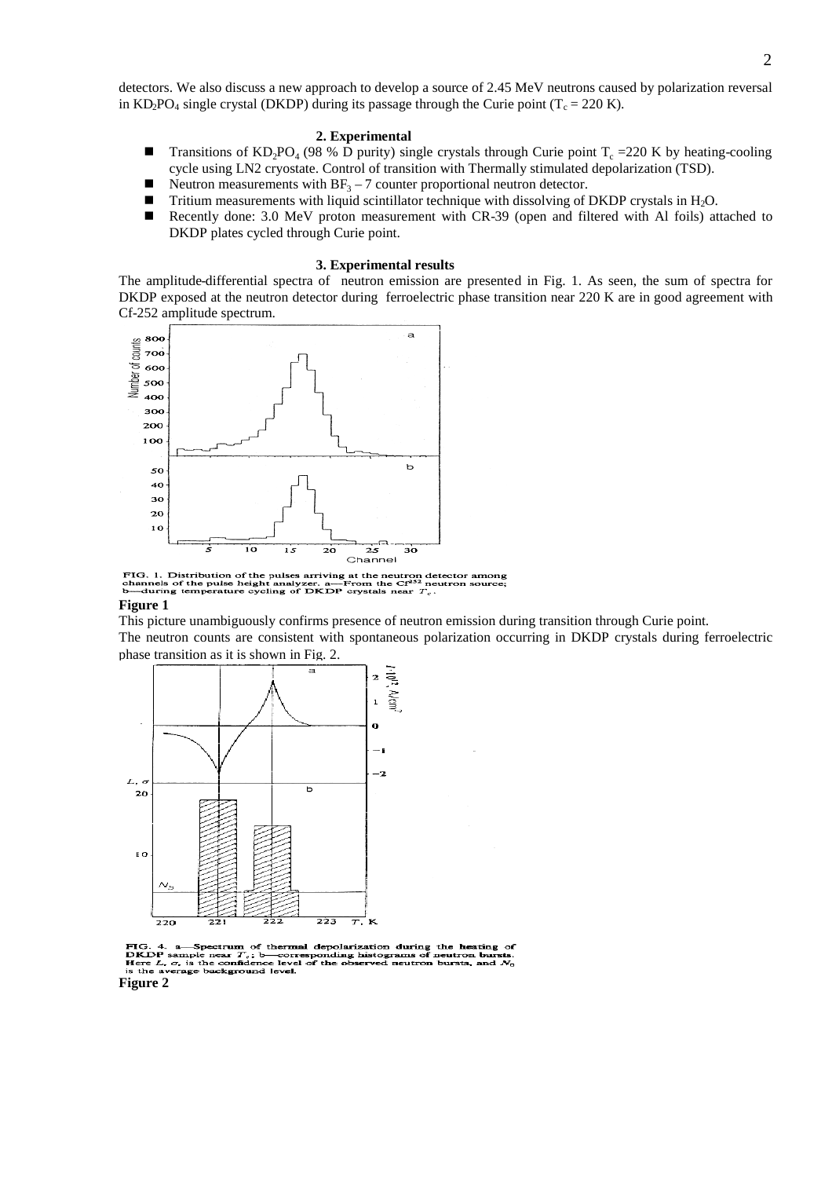detectors. We also discuss a new approach to develop a source of 2.45 MeV neutrons caused by polarization reversal in $KD_2PO_4$ single crystal (DKDP) during its passage through the Curie point ($T_c = 220$ K).

## 2. Experimental

- Transitions of $KD_2PO_4$ (98 % D purity) single crystals through Curie point $T_c = 220$ K by heating-cooling cycle using LN2 cryostate. Control of transition with Thermally stimulated depolarization (TSD).
- Neutron measurements with $BF_3 - 7$ counter proportional neutron detector.
- Tritium measurements with liquid scintillator technique with dissolving of DKDP crystals in $H_2O$.
- Recently done: 3.0 MeV proton measurement with CR-39 (open and filtered with Al foils) attached to DKDP plates cycled through Curie point.

## 3. Experimental results

The amplitude-differential spectra of neutron emission are presented in Fig. 1. As seen, the sum of spectra for DKDP exposed at the neutron detector during ferroelectric phase transition near 220 K are in good agreement with Cf-252 amplitude spectrum.

FIG. 1. Distribution of the pulses arriving at the neutron detector among channels of the pulse height analyzer. a—From the $Cf^{252}$ neutron source; b—during temperature cycling of DKDP crystals near $T_c$.

**Figure 1**

This picture unambiguously confirms presence of neutron emission during transition through Curie point.

The neutron counts are consistent with spontaneous polarization occurring in DKDP crystals during ferroelectric phase transition as it is shown in Fig. 2.

FIG. 4. a—Spectrum of thermal depolarization during the heating of DKDP sample near $T_c$; b—corresponding histograms of neutron bursts. Here $L$, $\sigma$, is the confidence level of the observed neutron bursts, and $N_0$ is the average background level.

**Figure 2**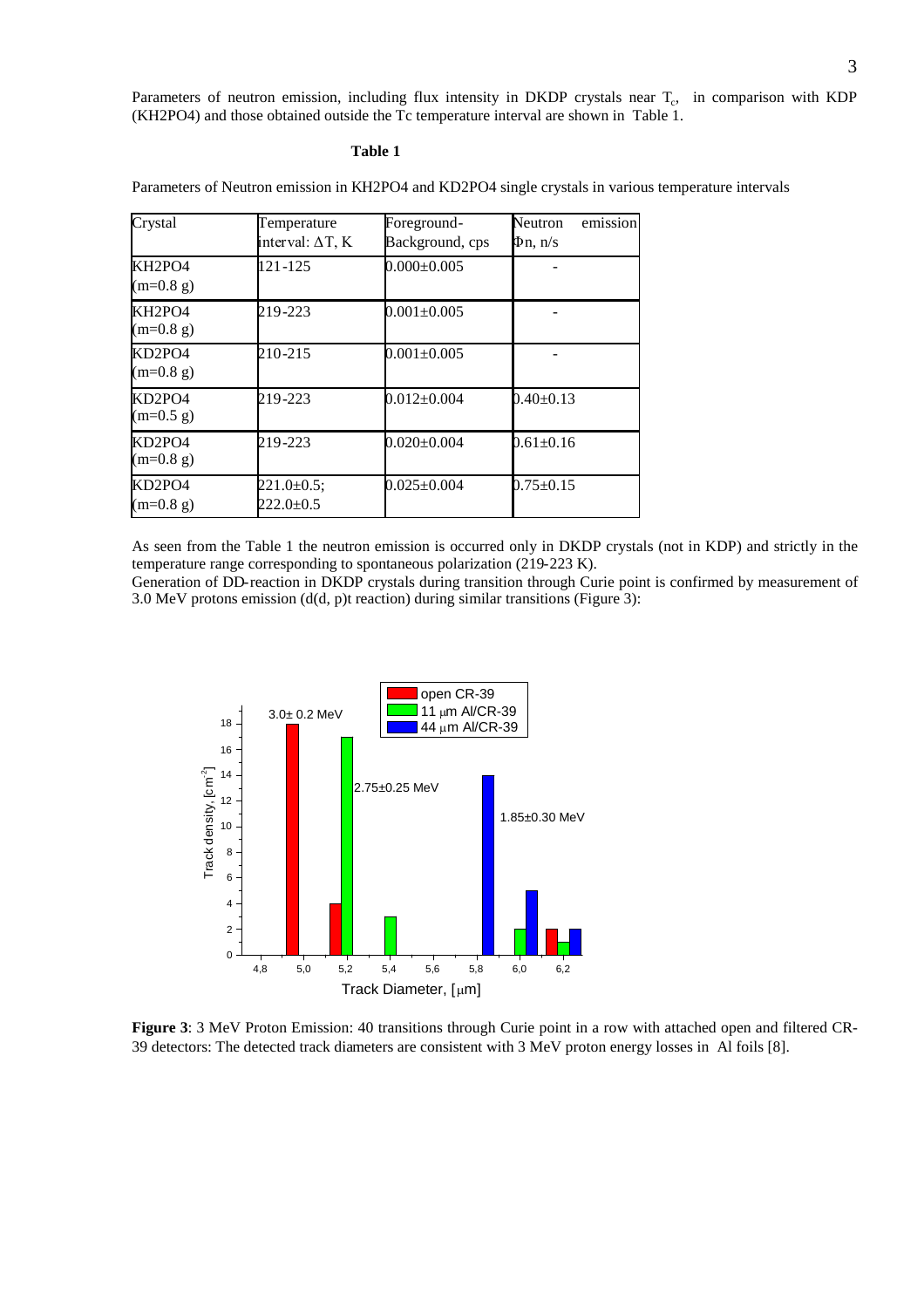Parameters of neutron emission, including flux intensity in DKDP crystals near $T_c$, in comparison with KDP ($KH_2PO_4$) and those obtained outside the Tc temperature interval are shown in Table 1.

**Table 1**

Parameters of Neutron emission in $KH_2PO_4$ and $KD_2PO_4$ single crystals in various temperature intervals

| Crystal | Temperature interval: ΔT, K | Foreground-Background, cps | Neutron emission Φn, n/s |
|---|---|---|---|
| $KH_2PO_4$ (m=0.8 g) | 121-125 | 0.000±0.005 | - |
| $KH_2PO_4$ (m=0.8 g) | 219-223 | 0.001±0.005 | - |
| $KD_2PO_4$ (m=0.8 g) | 210-215 | 0.001±0.005 | - |
| $KD_2PO_4$ (m=0.5 g) | 219-223 | 0.012±0.004 | 0.40±0.13 |
| $KD_2PO_4$ (m=0.8 g) | 219-223 | 0.020±0.004 | 0.61±0.16 |
| $KD_2PO_4$ (m=0.8 g) | 221.0±0.5; 222.0±0.5 | 0.025±0.004 | 0.75±0.15 |

As seen from the Table 1 the neutron emission is occurred only in DKDP crystals (not in KDP) and strictly in the temperature range corresponding to spontaneous polarization (219-223 K).

Generation of DD-reaction in DKDP crystals during transition through Curie point is confirmed by measurement of 3.0 MeV protons emission (d(d, p)t reaction) during similar transitions (Figure 3):

**Figure 3**: 3 MeV Proton Emission: 40 transitions through Curie point in a row with attached open and filtered CR-39 detectors: The detected track diameters are consistent with 3 MeV proton energy losses in Al foils [8].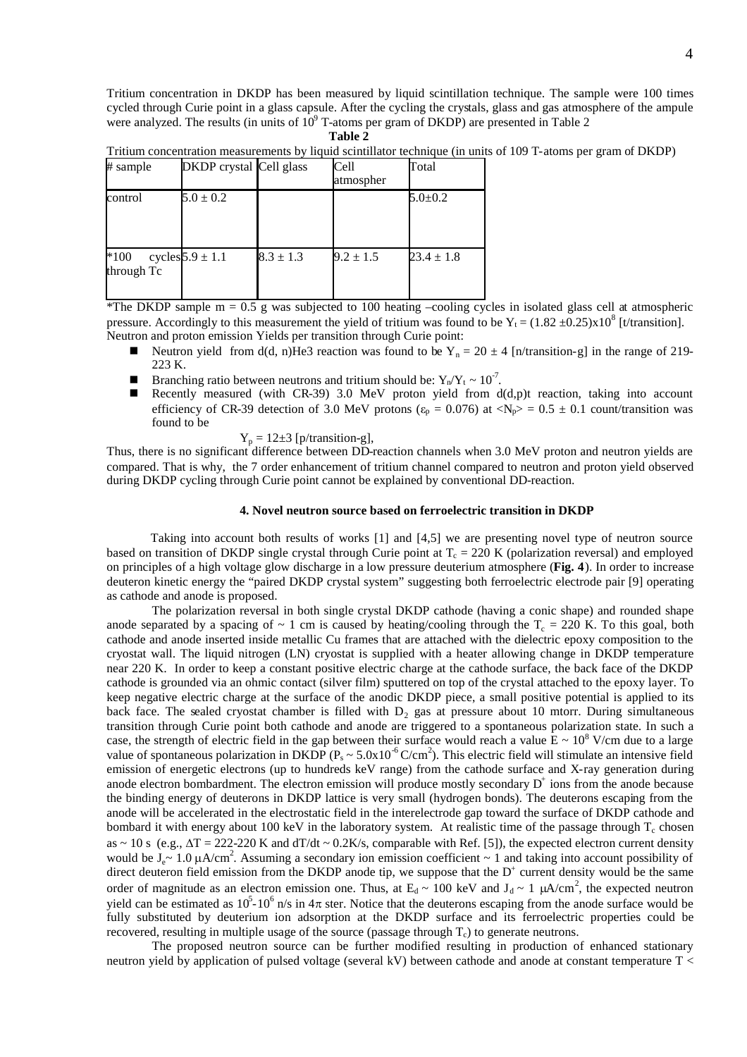Tritium concentration in DKDP has been measured by liquid scintillation technique. The sample were 100 times cycled through Curie point in a glass capsule. After the cycling the crystals, glass and gas atmosphere of the ampule were analyzed. The results (in units of $10^9$ T-atoms per gram of DKDP) are presented in Table 2

**Table 2**

Tritium concentration measurements by liquid scintillator technique (in units of 109 T-atoms per gram of DKDP)

| # sample | DKDP crystal | Cell glass | Cell atmospher | Total |
|---|---|---|---|---|
| control | $5.0 \pm 0.2$ | | | $5.0 \pm 0.2$ |
| *100 cycles through Tc | $5.9 \pm 1.1$ | $8.3 \pm 1.3$ | $9.2 \pm 1.5$ | $23.4 \pm 1.8$ |

*The DKDP sample m = 0.5 g was subjected to 100 heating –cooling cycles in isolated glass cell at atmospheric pressure. Accordingly to this measurement the yield of tritium was found to be $Y_t = (1.82 \pm 0.25) \times 10^8$ [t/transition].

Neutron and proton emission Yields per transition through Curie point:

- Neutron yield from d(d, n)He3 reaction was found to be $Y_n = 20 \pm 4$ [n/transition-g] in the range of 219-223 K.
- Branching ratio between neutrons and tritium should be: $Y_n/Y_t \sim 10^{-7}$.
- Recently measured (with CR-39) 3.0 MeV proton yield from d(d,p)t reaction, taking into account efficiency of CR-39 detection of 3.0 MeV protons ($\varepsilon_p = 0.076$) at $\langle N_p \rangle = 0.5 \pm 0.1$ count/transition was found to be

$$Y_p = 12 \pm 3 \text{ [p/transition-g]},$$

Thus, there is no significant difference between DD-reaction channels when 3.0 MeV proton and neutron yields are compared. That is why, the 7 order enhancement of tritium channel compared to neutron and proton yield observed during DKDP cycling through Curie point cannot be explained by conventional DD-reaction.

### 4. Novel neutron source based on ferroelectric transition in DKDP

Taking into account both results of works [1] and [4,5] we are presenting novel type of neutron source based on transition of DKDP single crystal through Curie point at $T_c = 220$ K (polarization reversal) and employed on principles of a high voltage glow discharge in a low pressure deuterium atmosphere (**Fig. 4**). In order to increase deuteron kinetic energy the "paired DKDP crystal system" suggesting both ferroelectric electrode pair [9] operating as cathode and anode is proposed.

The polarization reversal in both single crystal DKDP cathode (having a conic shape) and rounded shape anode separated by a spacing of ~ 1 cm is caused by heating/cooling through the $T_c = 220$ K. To this goal, both cathode and anode inserted inside metallic Cu frames that are attached with the dielectric epoxy composition to the cryostat wall. The liquid nitrogen (LN) cryostat is supplied with a heater allowing change in DKDP temperature near 220 K. In order to keep a constant positive electric charge at the cathode surface, the back face of the DKDP cathode is grounded via an ohmic contact (silver film) sputtered on top of the crystal attached to the epoxy layer. To keep negative electric charge at the surface of the anodic DKDP piece, a small positive potential is applied to its back face. The sealed cryostat chamber is filled with $D_2$ gas at pressure about 10 mtorr. During simultaneous transition through Curie point both cathode and anode are triggered to a spontaneous polarization state. In such a case, the strength of electric field in the gap between their surface would reach a value $E \sim 10^8$ V/cm due to a large value of spontaneous polarization in DKDP ($P_s \sim 5.0 \times 10^{-6}$ C/cm$^2$). This electric field will stimulate an intensive field emission of energetic electrons (up to hundreds keV range) from the cathode surface and X-ray generation during anode electron bombardment. The electron emission will produce mostly secondary $D^+$ ions from the anode because the binding energy of deuterons in DKDP lattice is very small (hydrogen bonds). The deuterons escaping from the anode will be accelerated in the electrostatic field in the interelectrode gap toward the surface of DKDP cathode and bombard it with energy about 100 keV in the laboratory system. At realistic time of the passage through $T_c$ chosen as ~ 10 s (e.g., $\Delta T = 222$-$220$ K and $dT/dt \sim 0.2$K/s, comparable with Ref. [5]), the expected electron current density would be $J_e \sim 1.0$ μA/cm$^2$. Assuming a secondary ion emission coefficient ~ 1 and taking into account possibility of direct deuteron field emission from the DKDP anode tip, we suppose that the $D^+$ current density would be the same order of magnitude as an electron emission one. Thus, at $E_d \sim 100$ keV and $J_d \sim 1$ μA/cm$^2$, the expected neutron yield can be estimated as $10^5$-$10^6$ n/s in $4\pi$ ster. Notice that the deuterons escaping from the anode surface would be fully substituted by deuterium ion adsorption at the DKDP surface and its ferroelectric properties could be recovered, resulting in multiple usage of the source (passage through $T_c$) to generate neutrons.

The proposed neutron source can be further modified resulting in production of enhanced stationary neutron yield by application of pulsed voltage (several kV) between cathode and anode at constant temperature T <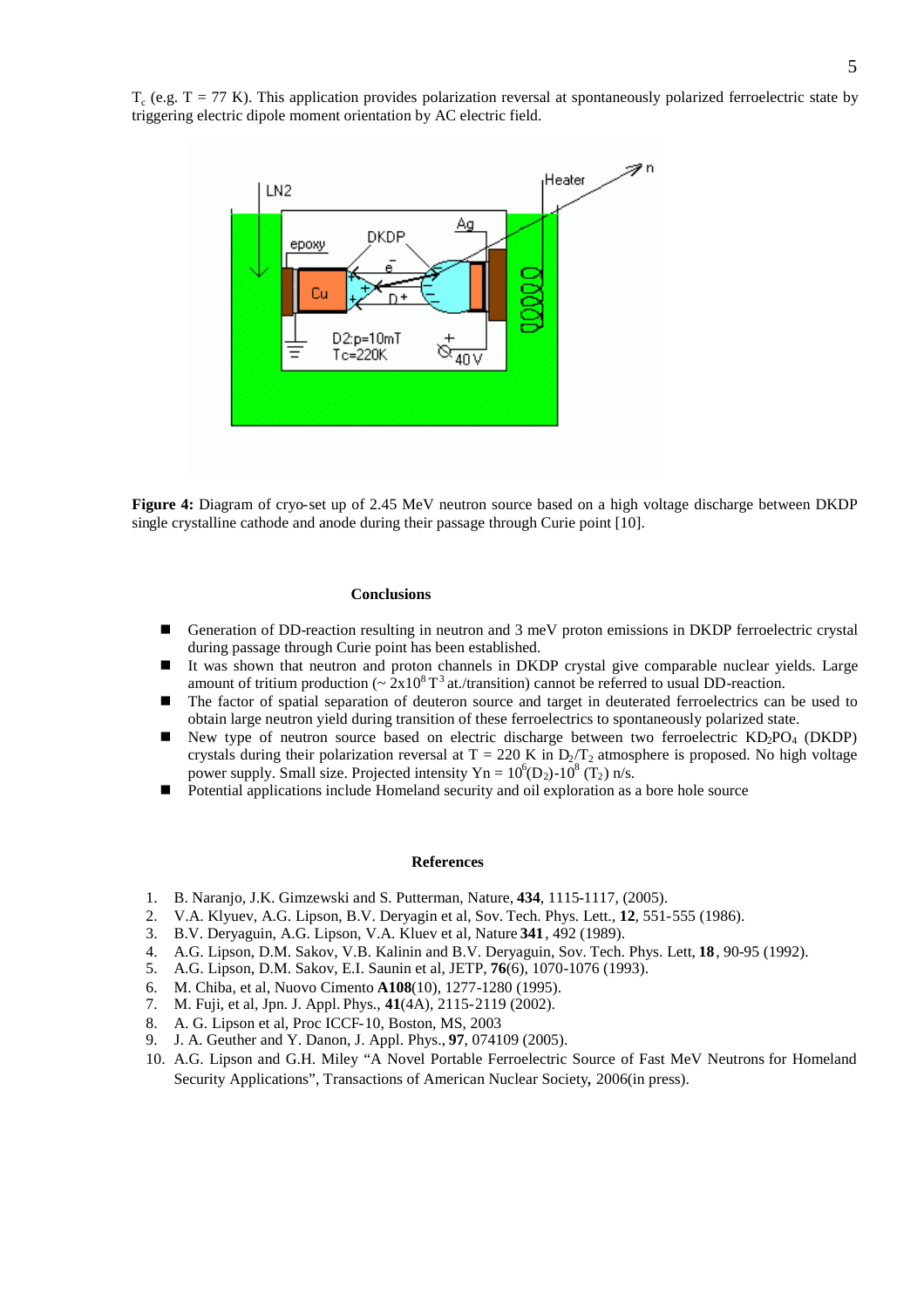$T_c$ (e.g. T = 77 K). This application provides polarization reversal at spontaneously polarized ferroelectric state by triggering electric dipole moment orientation by AC electric field.

LN2
Heater
n
epoxy
DKDP
Ag
Cu
e⁻
D+
D2:p=10mT
Tc=220K
40 V

**Figure 4:** Diagram of cryo-set up of 2.45 MeV neutron source based on a high voltage discharge between DKDP single crystalline cathode and anode during their passage through Curie point [10].

## Conclusions

- Generation of DD-reaction resulting in neutron and 3 meV proton emissions in DKDP ferroelectric crystal during passage through Curie point has been established.
- It was shown that neutron and proton channels in DKDP crystal give comparable nuclear yields. Large amount of tritium production (~ $2x10^8$ $T^3$ at./transition) cannot be referred to usual DD-reaction.
- The factor of spatial separation of deuteron source and target in deuterated ferroelectrics can be used to obtain large neutron yield during transition of these ferroelectrics to spontaneously polarized state.
- New type of neutron source based on electric discharge between two ferroelectric $KD_2PO_4$ (DKDP) crystals during their polarization reversal at T = 220 K in $D_2/T_2$ atmosphere is proposed. No high voltage power supply. Small size. Projected intensity Yn = $10^6(D_2)$-$10^8$ $(T_2)$ n/s.
- Potential applications include Homeland security and oil exploration as a bore hole source

## References

1. B. Naranjo, J.K. Gimzewski and S. Putterman, Nature, **434**, 1115-1117, (2005).
2. V.A. Klyuev, A.G. Lipson, B.V. Deryagin et al, Sov. Tech. Phys. Lett., **12**, 551-555 (1986).
3. B.V. Deryaguin, A.G. Lipson, V.A. Kluev et al, Nature **341**, 492 (1989).
4. A.G. Lipson, D.M. Sakov, V.B. Kalinin and B.V. Deryaguin, Sov. Tech. Phys. Lett, **18**, 90-95 (1992).
5. A.G. Lipson, D.M. Sakov, E.I. Saunin et al, JETP, **76**(6), 1070-1076 (1993).
6. M. Chiba, et al, Nuovo Cimento **A108**(10), 1277-1280 (1995).
7. M. Fuji, et al, Jpn. J. Appl. Phys., **41**(4A), 2115-2119 (2002).
8. A. G. Lipson et al, Proc ICCF-10, Boston, MS, 2003
9. J. A. Geuther and Y. Danon, J. Appl. Phys., **97**, 074109 (2005).
10. A.G. Lipson and G.H. Miley "A Novel Portable Ferroelectric Source of Fast MeV Neutrons for Homeland Security Applications", Transactions of American Nuclear Society**,** 2006(in press).